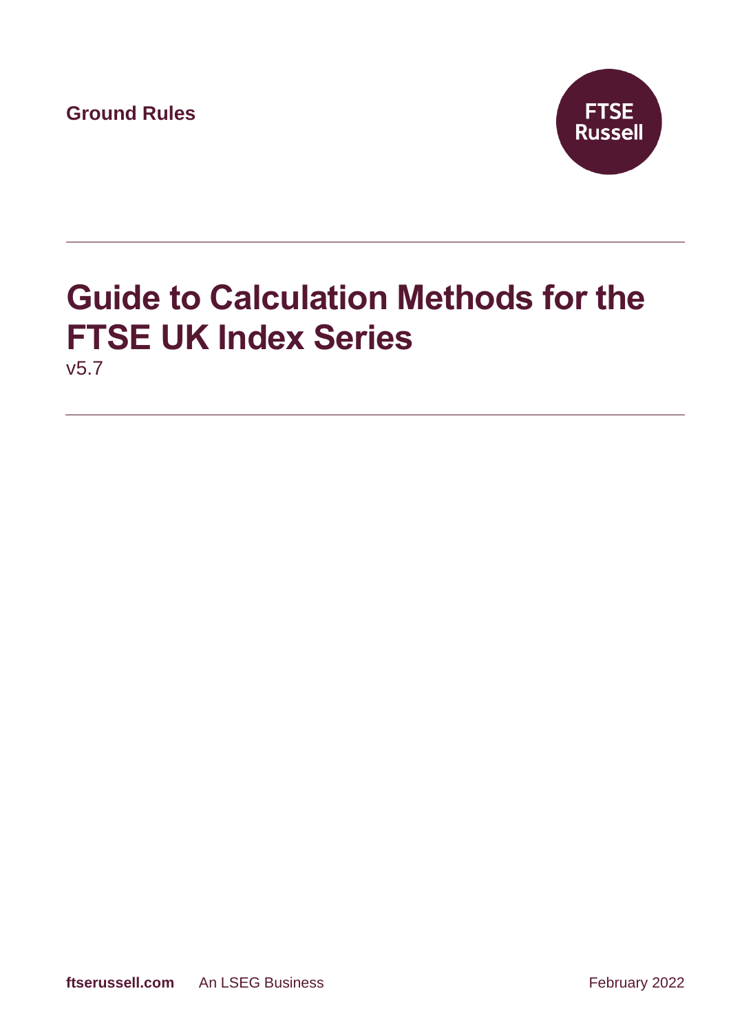**Ground Rules**

FTSE Russell

# Guide to Calculation Methods for the FTSE UK Index Series

v5.7

**ftserussell.com** An LSEG Business February 2022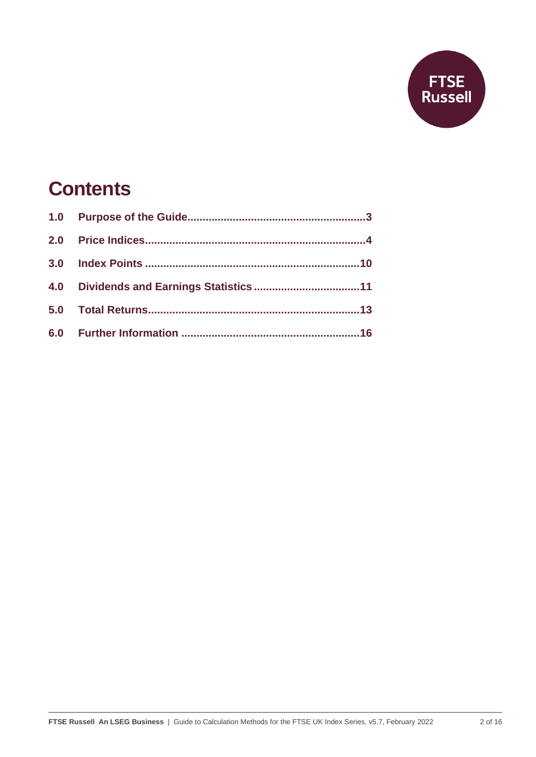# Contents

1.0 Purpose of the Guide..........3

2.0 Price Indices..........4

3.0 Index Points..........10

4.0 Dividends and Earnings Statistics..........11

5.0 Total Returns..........13

6.0 Further Information..........16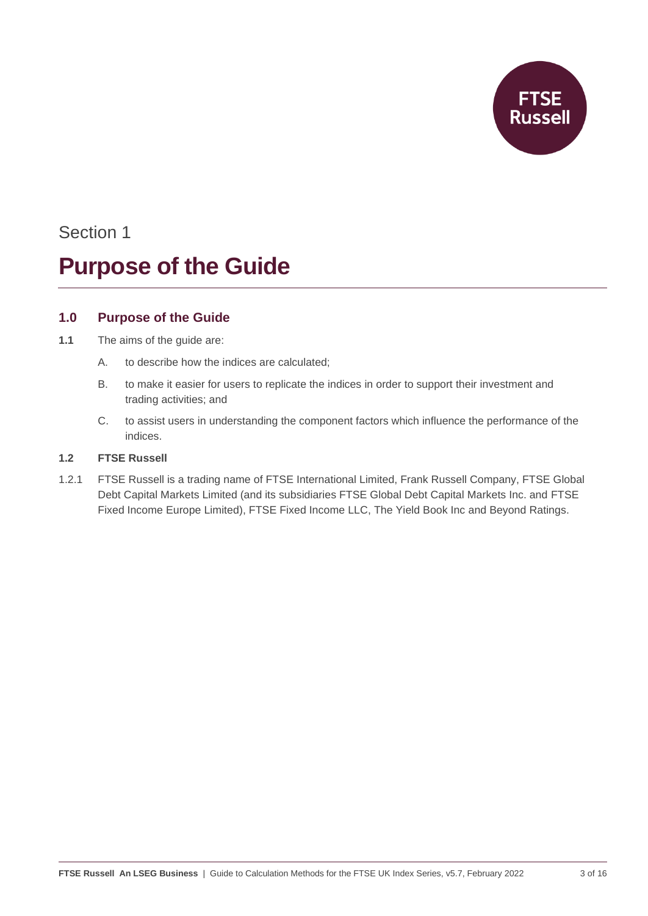Section 1

# Purpose of the Guide

## 1.0 Purpose of the Guide

**1.1** The aims of the guide are:

A. to describe how the indices are calculated;

B. to make it easier for users to replicate the indices in order to support their investment and trading activities; and

C. to assist users in understanding the component factors which influence the performance of the indices.

**1.2 FTSE Russell**

1.2.1 FTSE Russell is a trading name of FTSE International Limited, Frank Russell Company, FTSE Global Debt Capital Markets Limited (and its subsidiaries FTSE Global Debt Capital Markets Inc. and FTSE Fixed Income Europe Limited), FTSE Fixed Income LLC, The Yield Book Inc and Beyond Ratings.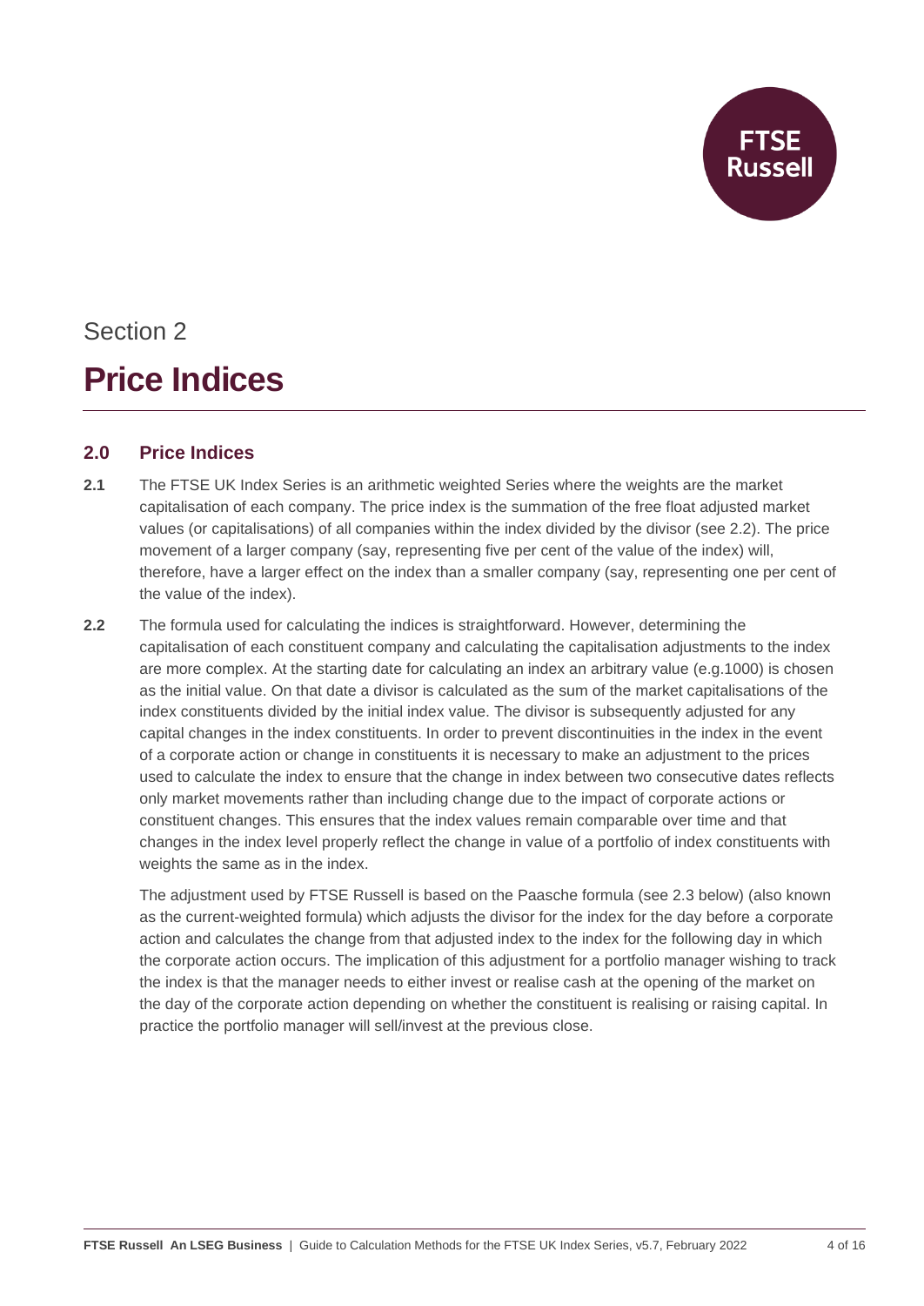Section 2

# Price Indices

## 2.0 Price Indices

**2.1** The FTSE UK Index Series is an arithmetic weighted Series where the weights are the market capitalisation of each company. The price index is the summation of the free float adjusted market values (or capitalisations) of all companies within the index divided by the divisor (see 2.2). The price movement of a larger company (say, representing five per cent of the value of the index) will, therefore, have a larger effect on the index than a smaller company (say, representing one per cent of the value of the index).

**2.2** The formula used for calculating the indices is straightforward. However, determining the capitalisation of each constituent company and calculating the capitalisation adjustments to the index are more complex. At the starting date for calculating an index an arbitrary value (e.g.1000) is chosen as the initial value. On that date a divisor is calculated as the sum of the market capitalisations of the index constituents divided by the initial index value. The divisor is subsequently adjusted for any capital changes in the index constituents. In order to prevent discontinuities in the index in the event of a corporate action or change in constituents it is necessary to make an adjustment to the prices used to calculate the index to ensure that the change in index between two consecutive dates reflects only market movements rather than including change due to the impact of corporate actions or constituent changes. This ensures that the index values remain comparable over time and that changes in the index level properly reflect the change in value of a portfolio of index constituents with weights the same as in the index.

The adjustment used by FTSE Russell is based on the Paasche formula (see 2.3 below) (also known as the current-weighted formula) which adjusts the divisor for the index for the day before a corporate action and calculates the change from that adjusted index to the index for the following day in which the corporate action occurs. The implication of this adjustment for a portfolio manager wishing to track the index is that the manager needs to either invest or realise cash at the opening of the market on the day of the corporate action depending on whether the constituent is realising or raising capital. In practice the portfolio manager will sell/invest at the previous close.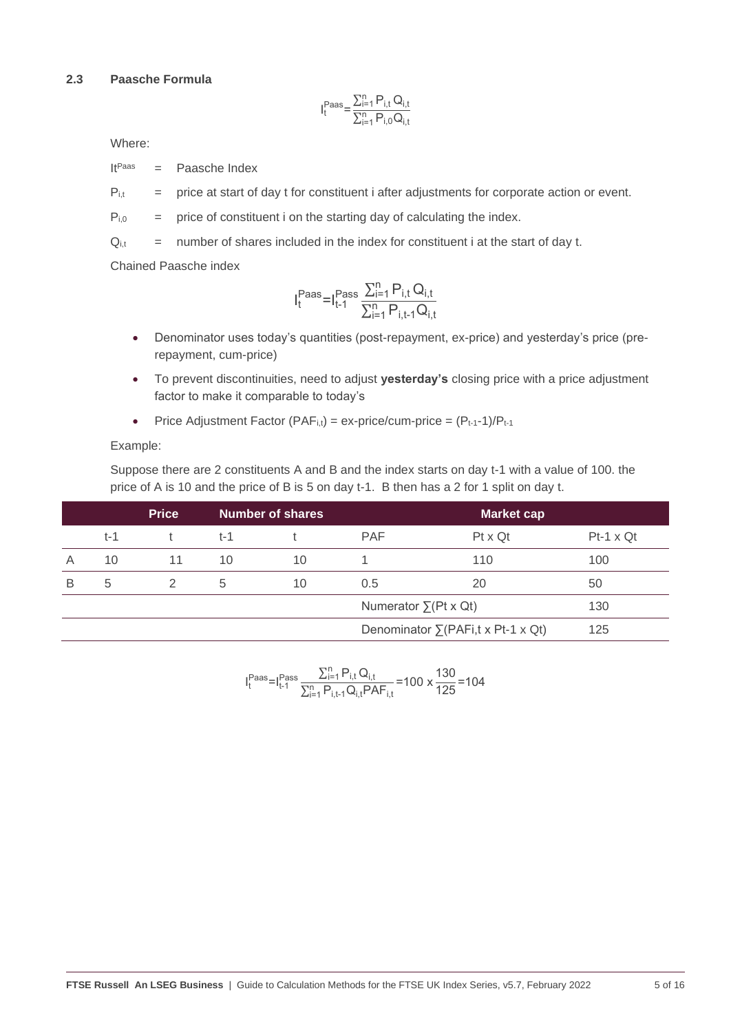### 2.3 Paasche Formula

$$I_t^{Paas} = \frac{\sum_{i=1}^{n} P_{i,t}\, Q_{i,t}}{\sum_{i=1}^{n} P_{i,0} Q_{i,t}}$$

Where:

$It^{Paas}$ = Paasche Index

$P_{i,t}$ = price at start of day t for constituent i after adjustments for corporate action or event.

$P_{i,0}$ = price of constituent i on the starting day of calculating the index.

$Q_{i,t}$ = number of shares included in the index for constituent i at the start of day t.

Chained Paasche index

$$I_t^{Paas} = I_{t-1}^{Pass} \frac{\sum_{i=1}^{n} P_{i,t}\, Q_{i,t}}{\sum_{i=1}^{n} P_{i,t-1} Q_{i,t}}$$

- Denominator uses today's quantities (post-repayment, ex-price) and yesterday's price (pre-repayment, cum-price)
- To prevent discontinuities, need to adjust **yesterday's** closing price with a price adjustment factor to make it comparable to today's
- Price Adjustment Factor ($PAF_{i,t}$) = ex-price/cum-price = $(P_{t-1}\text{-}1)/P_{t-1}$

Example:

Suppose there are 2 constituents A and B and the index starts on day t-1 with a value of 100. the price of A is 10 and the price of B is 5 on day t-1. B then has a 2 for 1 split on day t.

| | Price | | Number of shares | | Market cap | | |
|---|---|---|---|---|---|---|---|
| | t-1 | t | t-1 | t | PAF | Pt x Qt | Pt-1 x Qt |
| A | 10 | 11 | 10 | 10 | 1 | 110 | 100 |
| B | 5 | 2 | 5 | 10 | 0.5 | 20 | 50 |
| | | | | | Numerator ∑(Pt x Qt) | | 130 |
| | | | | | Denominator ∑(PAFi,t x Pt-1 x Qt) | | 125 |

$$I_t^{Paas} = I_{t-1}^{Pass} \frac{\sum_{i=1}^{n} P_{i,t}\, Q_{i,t}}{\sum_{i=1}^{n} P_{i,t-1} Q_{i,t} PAF_{i,t}} = 100 \times \frac{130}{125} = 104$$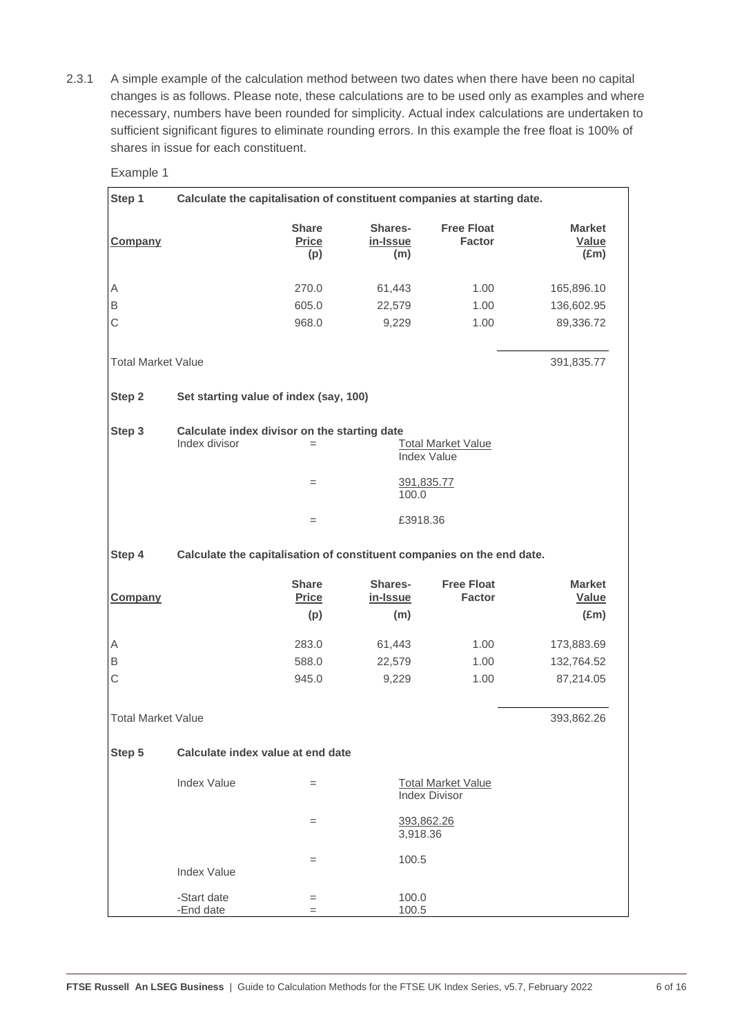2.3.1 A simple example of the calculation method between two dates when there have been no capital changes is as follows. Please note, these calculations are to be used only as examples and where necessary, numbers have been rounded for simplicity. Actual index calculations are undertaken to sufficient significant figures to eliminate rounding errors. In this example the free float is 100% of shares in issue for each constituent.

Example 1

**Step 1 Calculate the capitalisation of constituent companies at starting date.**

| Company | Share Price (p) | Shares-in-Issue (m) | Free Float Factor | Market Value (£m) |
|---|---|---|---|---|
| A | 270.0 | 61,443 | 1.00 | 165,896.10 |
| B | 605.0 | 22,579 | 1.00 | 136,602.95 |
| C | 968.0 | 9,229 | 1.00 | 89,336.72 |
| Total Market Value | | | | 391,835.77 |

**Step 2 Set starting value of index (say, 100)**

**Step 3 Calculate index divisor on the starting date**

$$\text{Index divisor} = \frac{\text{Total Market Value}}{\text{Index Value}} = \frac{391{,}835.77}{100.0} = £3918.36$$

**Step 4 Calculate the capitalisation of constituent companies on the end date.**

| Company | Share Price (p) | Shares-in-Issue (m) | Free Float Factor | Market Value (£m) |
|---|---|---|---|---|
| A | 283.0 | 61,443 | 1.00 | 173,883.69 |
| B | 588.0 | 22,579 | 1.00 | 132,764.52 |
| C | 945.0 | 9,229 | 1.00 | 87,214.05 |
| Total Market Value | | | | 393,862.26 |

**Step 5 Calculate index value at end date**

$$\text{Index Value} = \frac{\text{Total Market Value}}{\text{Index Divisor}} = \frac{393{,}862.26}{3{,}918.36} = 100.5$$

Index Value

- Start date = 100.0
- End date = 100.5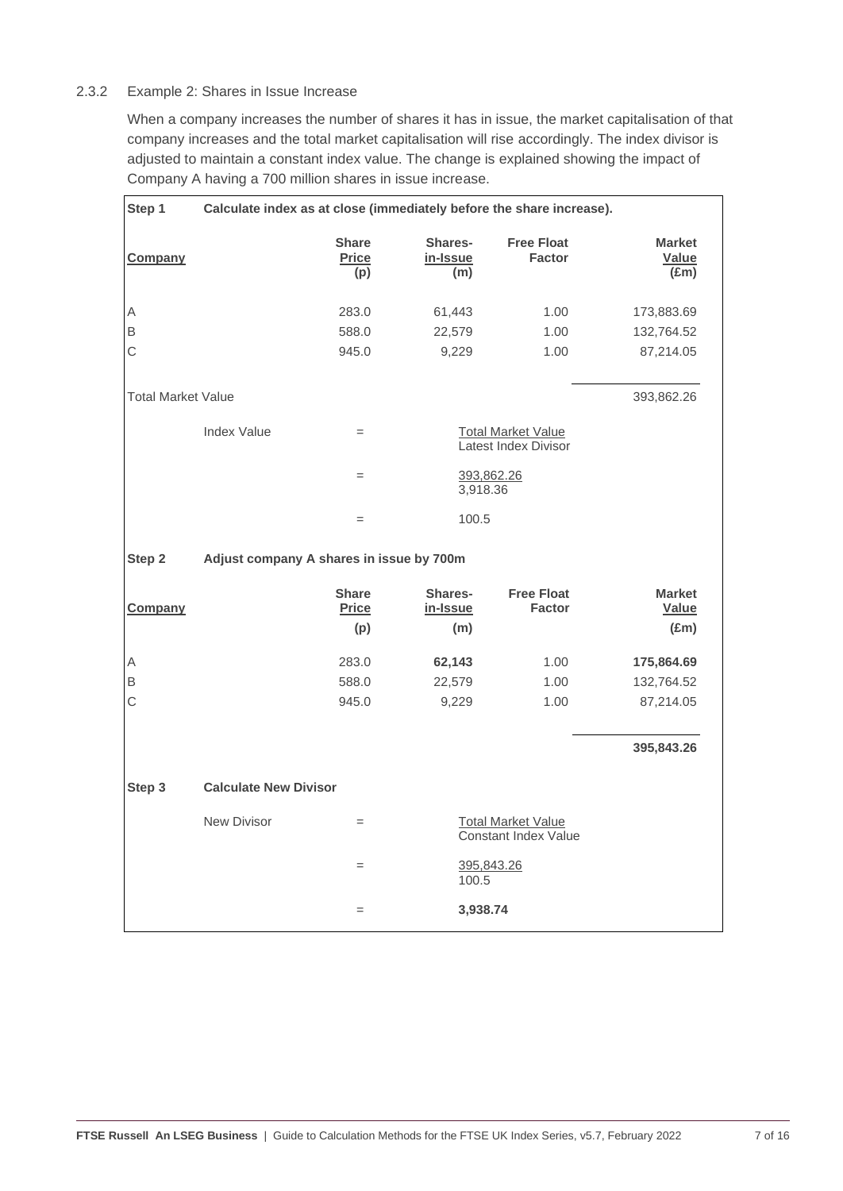### 2.3.2 Example 2: Shares in Issue Increase

When a company increases the number of shares it has in issue, the market capitalisation of that company increases and the total market capitalisation will rise accordingly. The index divisor is adjusted to maintain a constant index value. The change is explained showing the impact of Company A having a 700 million shares in issue increase.

**Step 1 Calculate index as at close (immediately before the share increase).**

| Company | Share Price (p) | Shares-in-Issue (m) | Free Float Factor | Market Value (£m) |
|---|---|---|---|---|
| A | 283.0 | 61,443 | 1.00 | 173,883.69 |
| B | 588.0 | 22,579 | 1.00 | 132,764.52 |
| C | 945.0 | 9,229 | 1.00 | 87,214.05 |
| Total Market Value | | | | 393,862.26 |

$$\text{Index Value} = \frac{\text{Total Market Value}}{\text{Latest Index Divisor}}$$

$$= \frac{393{,}862.26}{3{,}918.36}$$

$$= 100.5$$

**Step 2 Adjust company A shares in issue by 700m**

| Company | Share Price (p) | Shares-in-Issue (m) | Free Float Factor | Market Value (£m) |
|---|---|---|---|---|
| A | 283.0 | **62,143** | 1.00 | **175,864.69** |
| B | 588.0 | 22,579 | 1.00 | 132,764.52 |
| C | 945.0 | 9,229 | 1.00 | 87,214.05 |
| | | | | **395,843.26** |

**Step 3 Calculate New Divisor**

$$\text{New Divisor} = \frac{\text{Total Market Value}}{\text{Constant Index Value}}$$

$$= \frac{395{,}843.26}{100.5}$$

$$= \mathbf{3{,}938.74}$$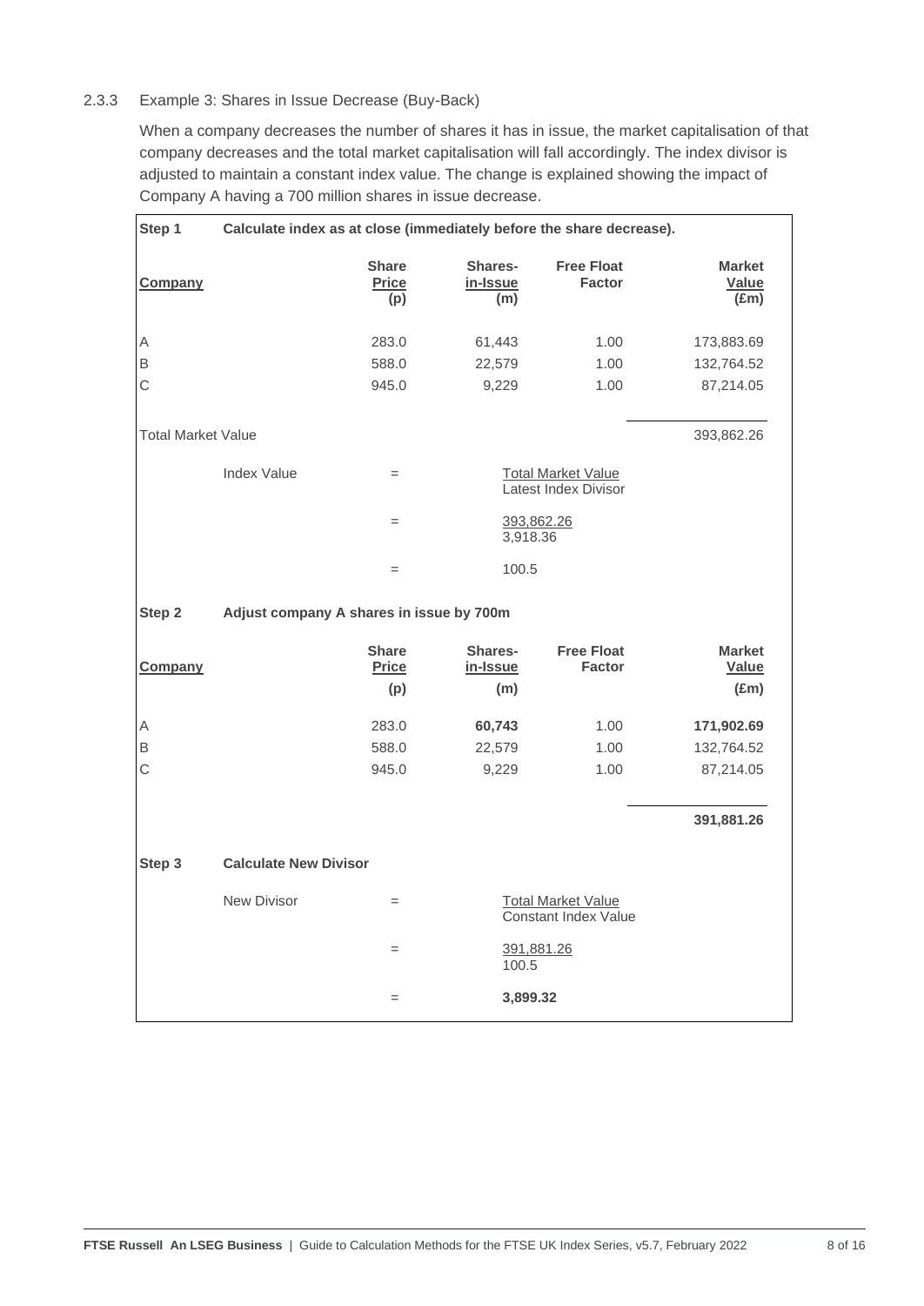### 2.3.3 Example 3: Shares in Issue Decrease (Buy-Back)

When a company decreases the number of shares it has in issue, the market capitalisation of that company decreases and the total market capitalisation will fall accordingly. The index divisor is adjusted to maintain a constant index value. The change is explained showing the impact of Company A having a 700 million shares in issue decrease.

**Step 1 Calculate index as at close (immediately before the share decrease).**

| Company | Share Price (p) | Shares-in-Issue (m) | Free Float Factor | Market Value (£m) |
|---|---|---|---|---|
| A | 283.0 | 61,443 | 1.00 | 173,883.69 |
| B | 588.0 | 22,579 | 1.00 | 132,764.52 |
| C | 945.0 | 9,229 | 1.00 | 87,214.05 |
| Total Market Value | | | | 393,862.26 |

$$\text{Index Value} = \frac{\text{Total Market Value}}{\text{Latest Index Divisor}}$$

$$= \frac{393{,}862.26}{3{,}918.36}$$

$$= 100.5$$

**Step 2 Adjust company A shares in issue by 700m**

| Company | Share Price (p) | Shares-in-Issue (m) | Free Float Factor | Market Value (£m) |
|---|---|---|---|---|
| A | 283.0 | **60,743** | 1.00 | **171,902.69** |
| B | 588.0 | 22,579 | 1.00 | 132,764.52 |
| C | 945.0 | 9,229 | 1.00 | 87,214.05 |
| | | | | **391,881.26** |

**Step 3 Calculate New Divisor**

$$\text{New Divisor} = \frac{\text{Total Market Value}}{\text{Constant Index Value}}$$

$$= \frac{391{,}881.26}{100.5}$$

$$= \mathbf{3{,}899.32}$$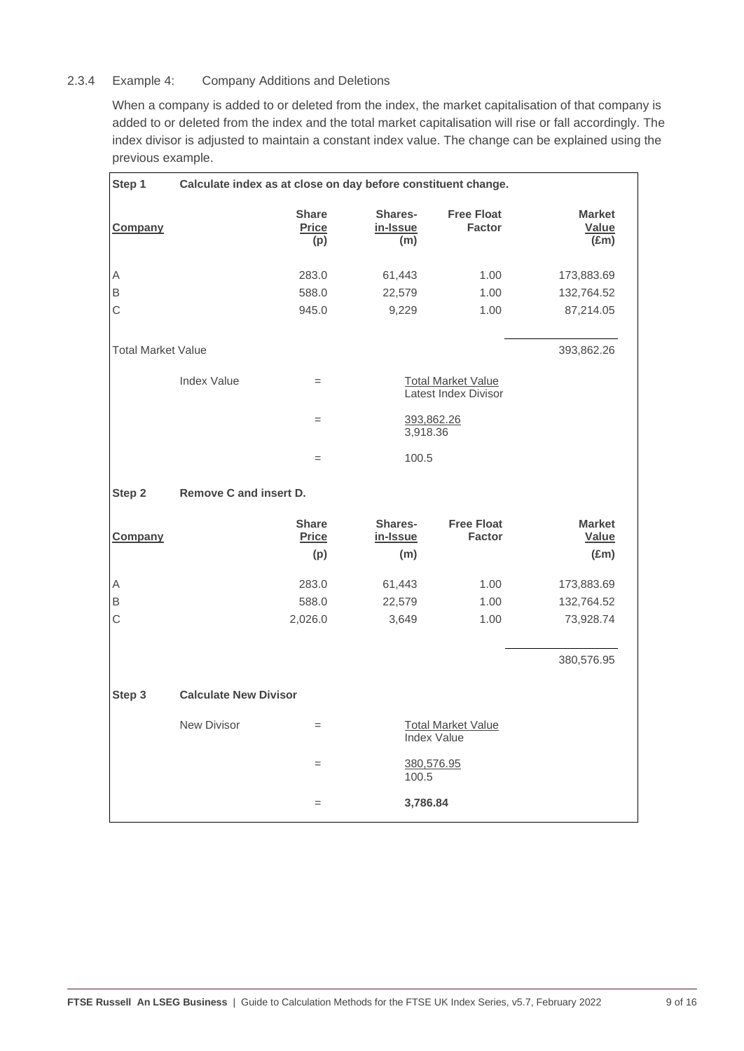### 2.3.4 Example 4: Company Additions and Deletions

When a company is added to or deleted from the index, the market capitalisation of that company is added to or deleted from the index and the total market capitalisation will rise or fall accordingly. The index divisor is adjusted to maintain a constant index value. The change can be explained using the previous example.

**Step 1 Calculate index as at close on day before constituent change.**

| Company | Share Price (p) | Shares-in-Issue (m) | Free Float Factor | Market Value (£m) |
|---|---|---|---|---|
| A | 283.0 | 61,443 | 1.00 | 173,883.69 |
| B | 588.0 | 22,579 | 1.00 | 132,764.52 |
| C | 945.0 | 9,229 | 1.00 | 87,214.05 |
| Total Market Value | | | | 393,862.26 |

$$\text{Index Value} = \frac{\text{Total Market Value}}{\text{Latest Index Divisor}} = \frac{393,862.26}{3,918.36} = 100.5$$

**Step 2 Remove C and insert D.**

| Company | Share Price (p) | Shares-in-Issue (m) | Free Float Factor | Market Value (£m) |
|---|---|---|---|---|
| A | 283.0 | 61,443 | 1.00 | 173,883.69 |
| B | 588.0 | 22,579 | 1.00 | 132,764.52 |
| C | 2,026.0 | 3,649 | 1.00 | 73,928.74 |
| | | | | 380,576.95 |

**Step 3 Calculate New Divisor**

$$\text{New Divisor} = \frac{\text{Total Market Value}}{\text{Index Value}} = \frac{380,576.95}{100.5} = \mathbf{3,786.84}$$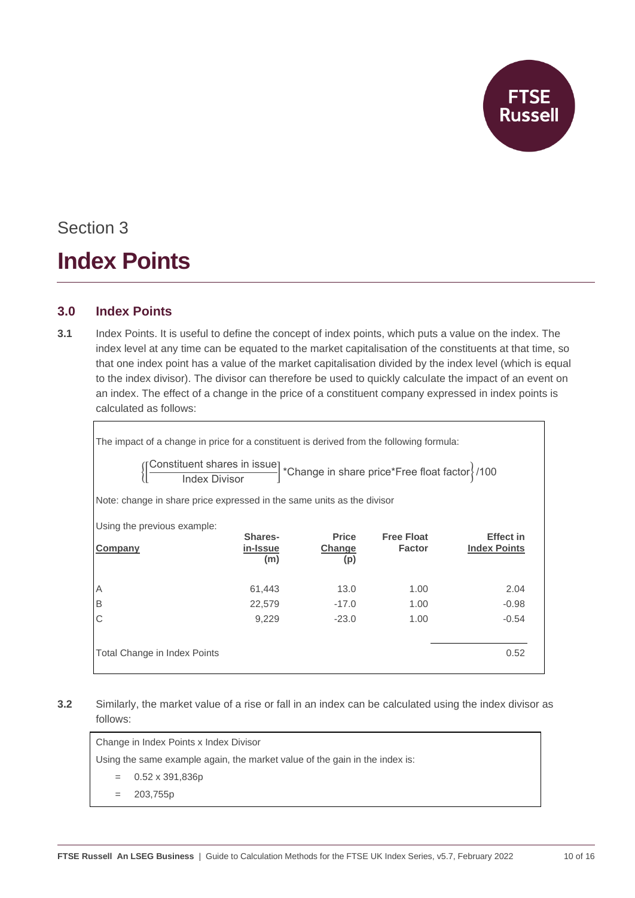Section 3

# Index Points

## 3.0 Index Points

**3.1** Index Points. It is useful to define the concept of index points, which puts a value on the index. The index level at any time can be equated to the market capitalisation of the constituents at that time, so that one index point has a value of the market capitalisation divided by the index level (which is equal to the index divisor). The divisor can therefore be used to quickly calculate the impact of an event on an index. The effect of a change in the price of a constituent company expressed in index points is calculated as follows:

The impact of a change in price for a constituent is derived from the following formula:

$$\left\{\left[\frac{\text{Constituent shares in issue}}{\text{Index Divisor}}\right] \text{*Change in share price*Free float factor}\right\}/100$$

Note: change in share price expressed in the same units as the divisor

Using the previous example:

| Company | Shares-in-Issue (m) | Price Change (p) | Free Float Factor | Effect in Index Points |
|---|---|---|---|---|
| A | 61,443 | 13.0 | 1.00 | 2.04 |
| B | 22,579 | -17.0 | 1.00 | -0.98 |
| C | 9,229 | -23.0 | 1.00 | -0.54 |
| Total Change in Index Points | | | | 0.52 |

**3.2** Similarly, the market value of a rise or fall in an index can be calculated using the index divisor as follows:

Change in Index Points x Index Divisor

Using the same example again, the market value of the gain in the index is:

= 0.52 x 391,836p

= 203,755p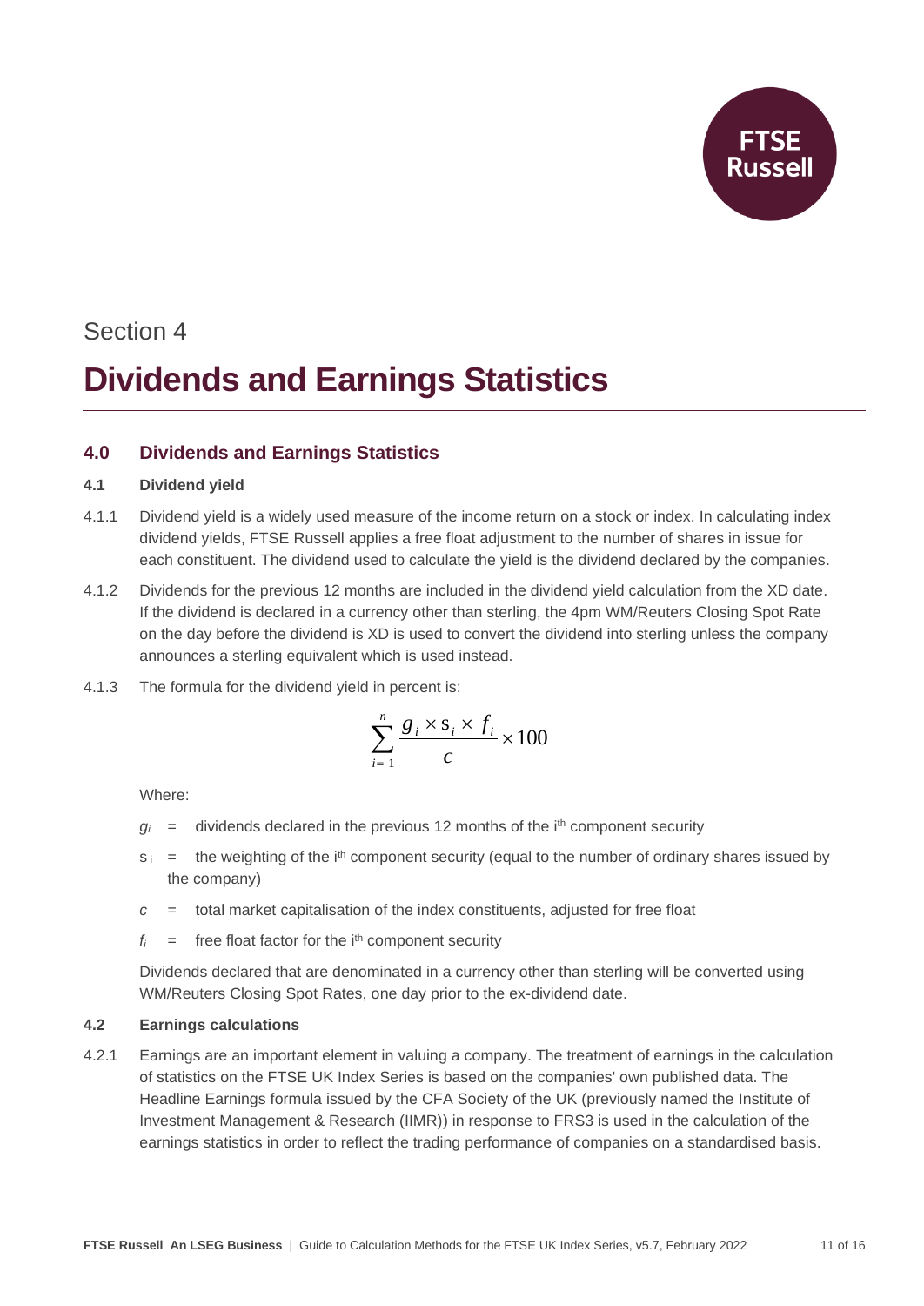Section 4

# Dividends and Earnings Statistics

## 4.0 Dividends and Earnings Statistics

### 4.1 Dividend yield

4.1.1 Dividend yield is a widely used measure of the income return on a stock or index. In calculating index dividend yields, FTSE Russell applies a free float adjustment to the number of shares in issue for each constituent. The dividend used to calculate the yield is the dividend declared by the companies.

4.1.2 Dividends for the previous 12 months are included in the dividend yield calculation from the XD date. If the dividend is declared in a currency other than sterling, the 4pm WM/Reuters Closing Spot Rate on the day before the dividend is XD is used to convert the dividend into sterling unless the company announces a sterling equivalent which is used instead.

4.1.3 The formula for the dividend yield in percent is:

$$\sum_{i=1}^{n} \frac{g_i \times s_i \times f_i}{c} \times 100$$

Where:

- $g_i$ = dividends declared in the previous 12 months of the i[th] component security
- $s_i$ = the weighting of the i[th] component security (equal to the number of ordinary shares issued by the company)
- $c$ = total market capitalisation of the index constituents, adjusted for free float
- $f_i$ = free float factor for the i[th] component security

Dividends declared that are denominated in a currency other than sterling will be converted using WM/Reuters Closing Spot Rates, one day prior to the ex-dividend date.

### 4.2 Earnings calculations

4.2.1 Earnings are an important element in valuing a company. The treatment of earnings in the calculation of statistics on the FTSE UK Index Series is based on the companies' own published data. The Headline Earnings formula issued by the CFA Society of the UK (previously named the Institute of Investment Management & Research (IIMR)) in response to FRS3 is used in the calculation of the earnings statistics in order to reflect the trading performance of companies on a standardised basis.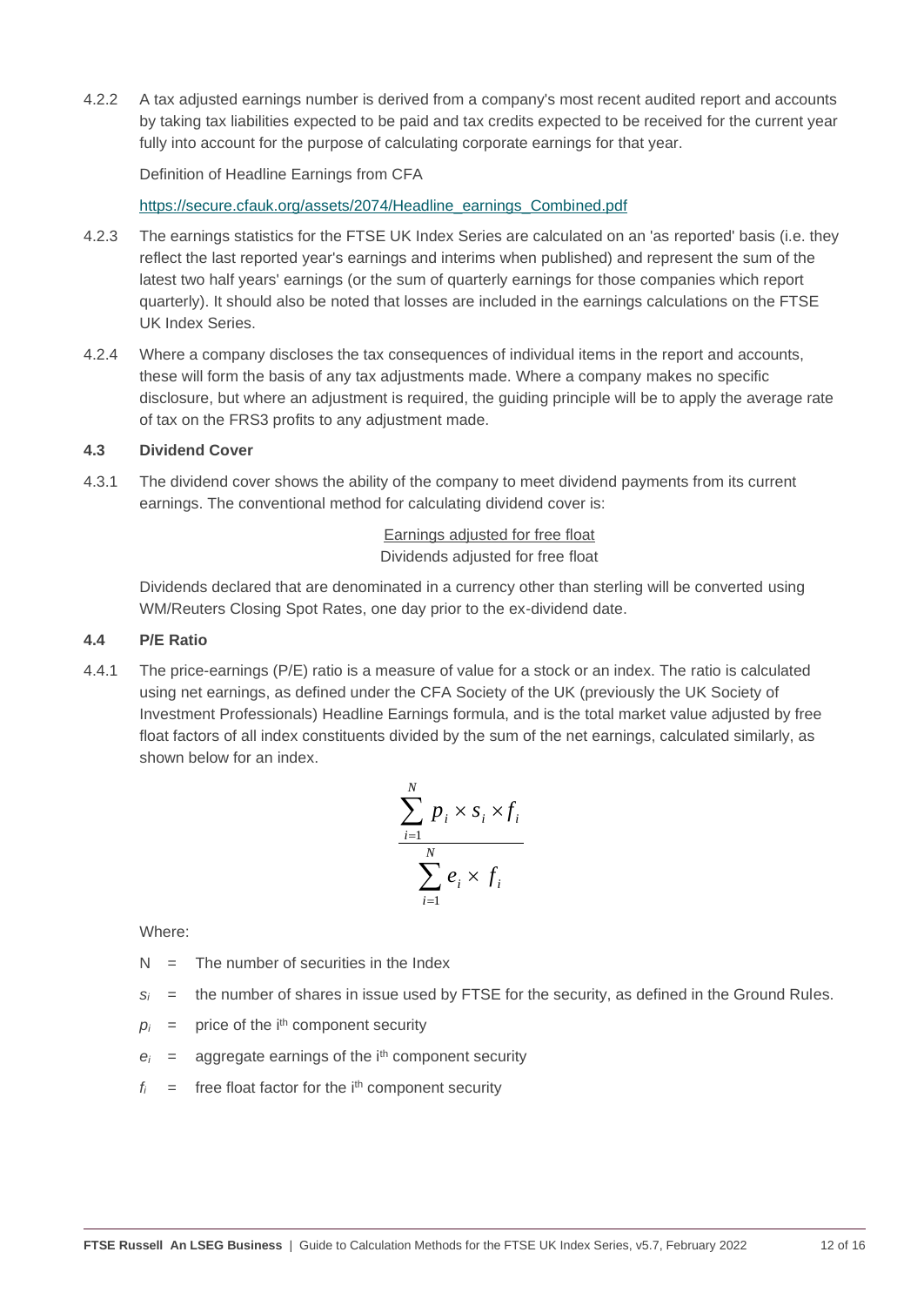4.2.2 A tax adjusted earnings number is derived from a company's most recent audited report and accounts by taking tax liabilities expected to be paid and tax credits expected to be received for the current year fully into account for the purpose of calculating corporate earnings for that year.

Definition of Headline Earnings from CFA

https://secure.cfauk.org/assets/2074/Headline_earnings_Combined.pdf

4.2.3 The earnings statistics for the FTSE UK Index Series are calculated on an 'as reported' basis (i.e. they reflect the last reported year's earnings and interims when published) and represent the sum of the latest two half years' earnings (or the sum of quarterly earnings for those companies which report quarterly). It should also be noted that losses are included in the earnings calculations on the FTSE UK Index Series.

4.2.4 Where a company discloses the tax consequences of individual items in the report and accounts, these will form the basis of any tax adjustments made. Where a company makes no specific disclosure, but where an adjustment is required, the guiding principle will be to apply the average rate of tax on the FRS3 profits to any adjustment made.

### 4.3 Dividend Cover

4.3.1 The dividend cover shows the ability of the company to meet dividend payments from its current earnings. The conventional method for calculating dividend cover is:

$$\frac{\text{Earnings adjusted for free float}}{\text{Dividends adjusted for free float}}$$

Dividends declared that are denominated in a currency other than sterling will be converted using WM/Reuters Closing Spot Rates, one day prior to the ex-dividend date.

### 4.4 P/E Ratio

4.4.1 The price-earnings (P/E) ratio is a measure of value for a stock or an index. The ratio is calculated using net earnings, as defined under the CFA Society of the UK (previously the UK Society of Investment Professionals) Headline Earnings formula, and is the total market value adjusted by free float factors of all index constituents divided by the sum of the net earnings, calculated similarly, as shown below for an index.

$$\frac{\sum_{i=1}^{N} p_i \times s_i \times f_i}{\sum_{i=1}^{N} e_i \times f_i}$$

Where:

- $N$ = The number of securities in the Index
- $s_i$ = the number of shares in issue used by FTSE for the security, as defined in the Ground Rules.
- $p_i$ = price of the $i^{th}$ component security
- $e_i$ = aggregate earnings of the $i^{th}$ component security
- $f_i$ = free float factor for the $i^{th}$ component security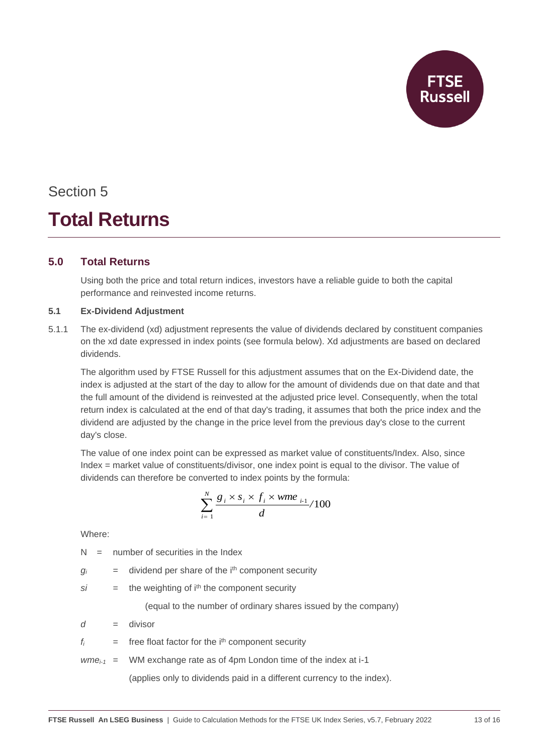Section 5

# Total Returns

## 5.0 Total Returns

Using both the price and total return indices, investors have a reliable guide to both the capital performance and reinvested income returns.

### 5.1 Ex-Dividend Adjustment

5.1.1 The ex-dividend (xd) adjustment represents the value of dividends declared by constituent companies on the xd date expressed in index points (see formula below). Xd adjustments are based on declared dividends.

The algorithm used by FTSE Russell for this adjustment assumes that on the Ex-Dividend date, the index is adjusted at the start of the day to allow for the amount of dividends due on that date and that the full amount of the dividend is reinvested at the adjusted price level. Consequently, when the total return index is calculated at the end of that day's trading, it assumes that both the price index and the dividend are adjusted by the change in the price level from the previous day's close to the current day's close.

The value of one index point can be expressed as market value of constituents/Index. Also, since Index = market value of constituents/divisor, one index point is equal to the divisor. The value of dividends can therefore be converted to index points by the formula:

$$\sum_{i=1}^{N} \frac{g_i \times s_i \times f_i \times wme_{i-1}}{d} / 100$$

Where:

N = number of securities in the Index

$g_i$ = dividend per share of the i[th] component security

$si$ = the weighting of i[th] the component security

(equal to the number of ordinary shares issued by the company)

$d$ = divisor

$f_i$ = free float factor for the i[th] component security

$wme_{i-1}$ = WM exchange rate as of 4pm London time of the index at i-1

(applies only to dividends paid in a different currency to the index).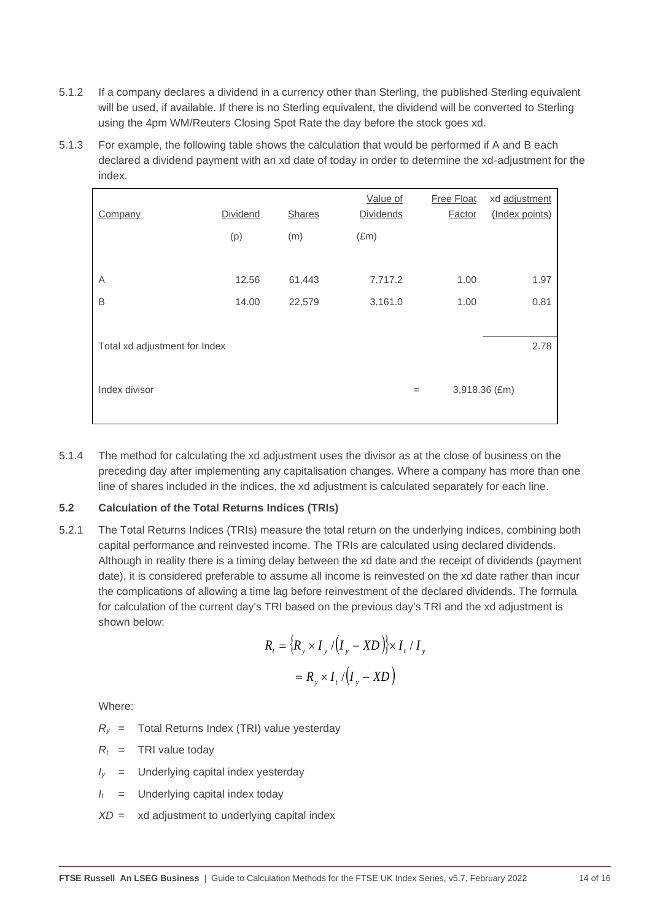5.1.2 If a company declares a dividend in a currency other than Sterling, the published Sterling equivalent will be used, if available. If there is no Sterling equivalent, the dividend will be converted to Sterling using the 4pm WM/Reuters Closing Spot Rate the day before the stock goes xd.

5.1.3 For example, the following table shows the calculation that would be performed if A and B each declared a dividend payment with an xd date of today in order to determine the xd-adjustment for the index.

| Company | Dividend | Shares | Value of Dividends | Free Float Factor | xd adjustment (Index points) |
|---|---|---|---|---|---|
| | (p) | (m) | (£m) | | |
| A | 12.56 | 61,443 | 7,717.2 | 1.00 | 1.97 |
| B | 14.00 | 22,579 | 3,161.0 | 1.00 | 0.81 |
| Total xd adjustment for Index | | | | | 2.78 |
| Index divisor | | | | = | 3,918.36 (£m) |

5.1.4 The method for calculating the xd adjustment uses the divisor as at the close of business on the preceding day after implementing any capitalisation changes. Where a company has more than one line of shares included in the indices, the xd adjustment is calculated separately for each line.

### 5.2 Calculation of the Total Returns Indices (TRIs)

5.2.1 The Total Returns Indices (TRIs) measure the total return on the underlying indices, combining both capital performance and reinvested income. The TRIs are calculated using declared dividends. Although in reality there is a timing delay between the xd date and the receipt of dividends (payment date), it is considered preferable to assume all income is reinvested on the xd date rather than incur the complications of allowing a time lag before reinvestment of the declared dividends. The formula for calculation of the current day's TRI based on the previous day's TRI and the xd adjustment is shown below:

$$R_t = \left\{R_y \times I_y / \left(I_y - XD\right)\right\} \times I_t / I_y$$
$$= R_y \times I_t / \left(I_y - XD\right)$$

Where:

$R_y$ = Total Returns Index (TRI) value yesterday

$R_t$ = TRI value today

$I_y$ = Underlying capital index yesterday

$I_t$ = Underlying capital index today

$XD$ = xd adjustment to underlying capital index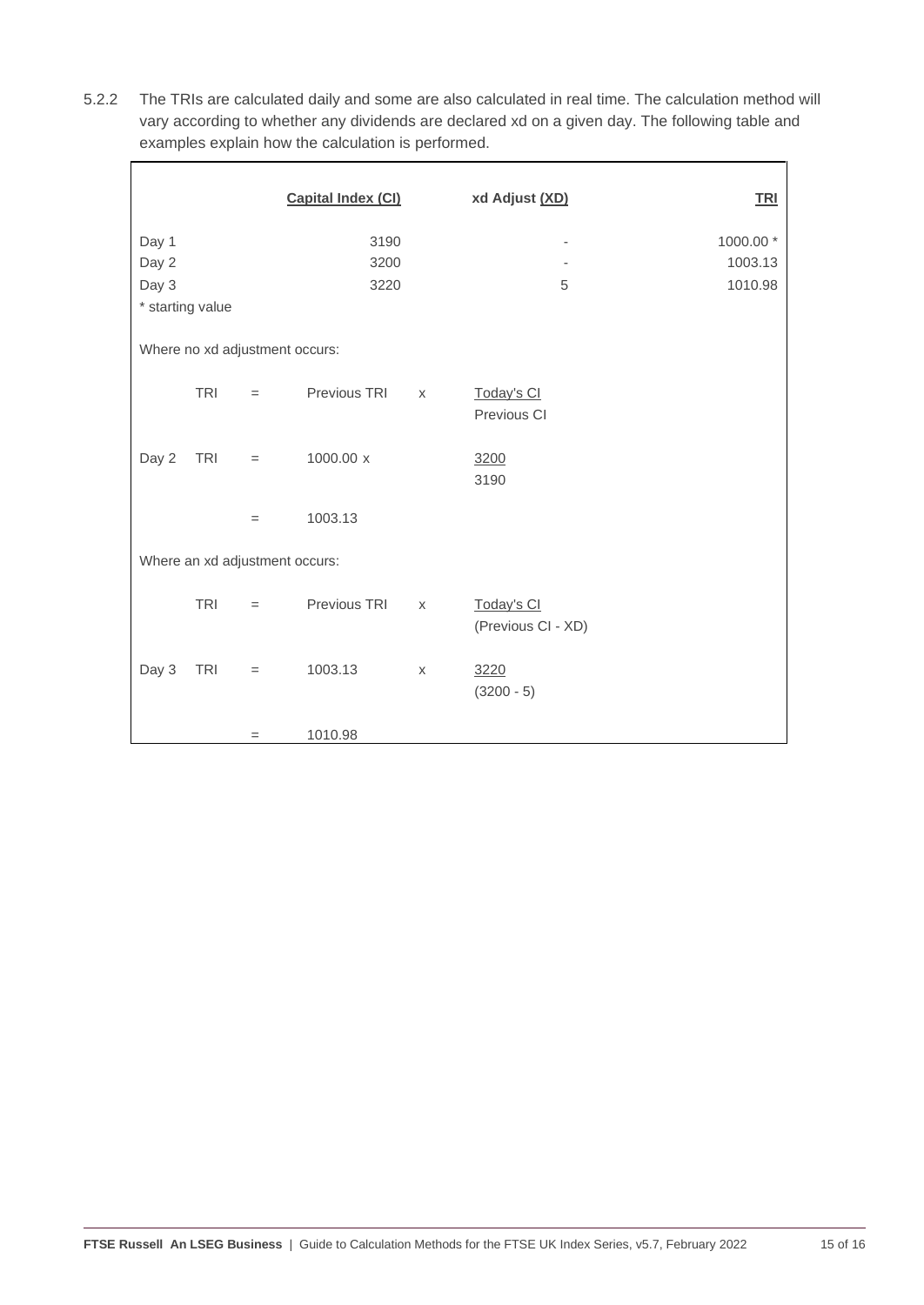5.2.2 The TRIs are calculated daily and some are also calculated in real time. The calculation method will vary according to whether any dividends are declared xd on a given day. The following table and examples explain how the calculation is performed.

| | Capital Index (CI) | xd Adjust (XD) | TRI |
|---|---|---|---|
| Day 1 | 3190 | - | 1000.00 * |
| Day 2 | 3200 | - | 1003.13 |
| Day 3 | 3220 | 5 | 1010.98 |

\* starting value

Where no xd adjustment occurs:

$$\text{TRI} = \text{Previous TRI} \times \frac{\text{Today's CI}}{\text{Previous CI}}$$

$$\text{Day 2} \quad \text{TRI} = 1000.00 \times \frac{3200}{3190}$$

$$= 1003.13$$

Where an xd adjustment occurs:

$$\text{TRI} = \text{Previous TRI} \times \frac{\text{Today's CI}}{(\text{Previous CI} - \text{XD})}$$

$$\text{Day 3} \quad \text{TRI} = 1003.13 \times \frac{3220}{(3200 - 5)}$$

$$= 1010.98$$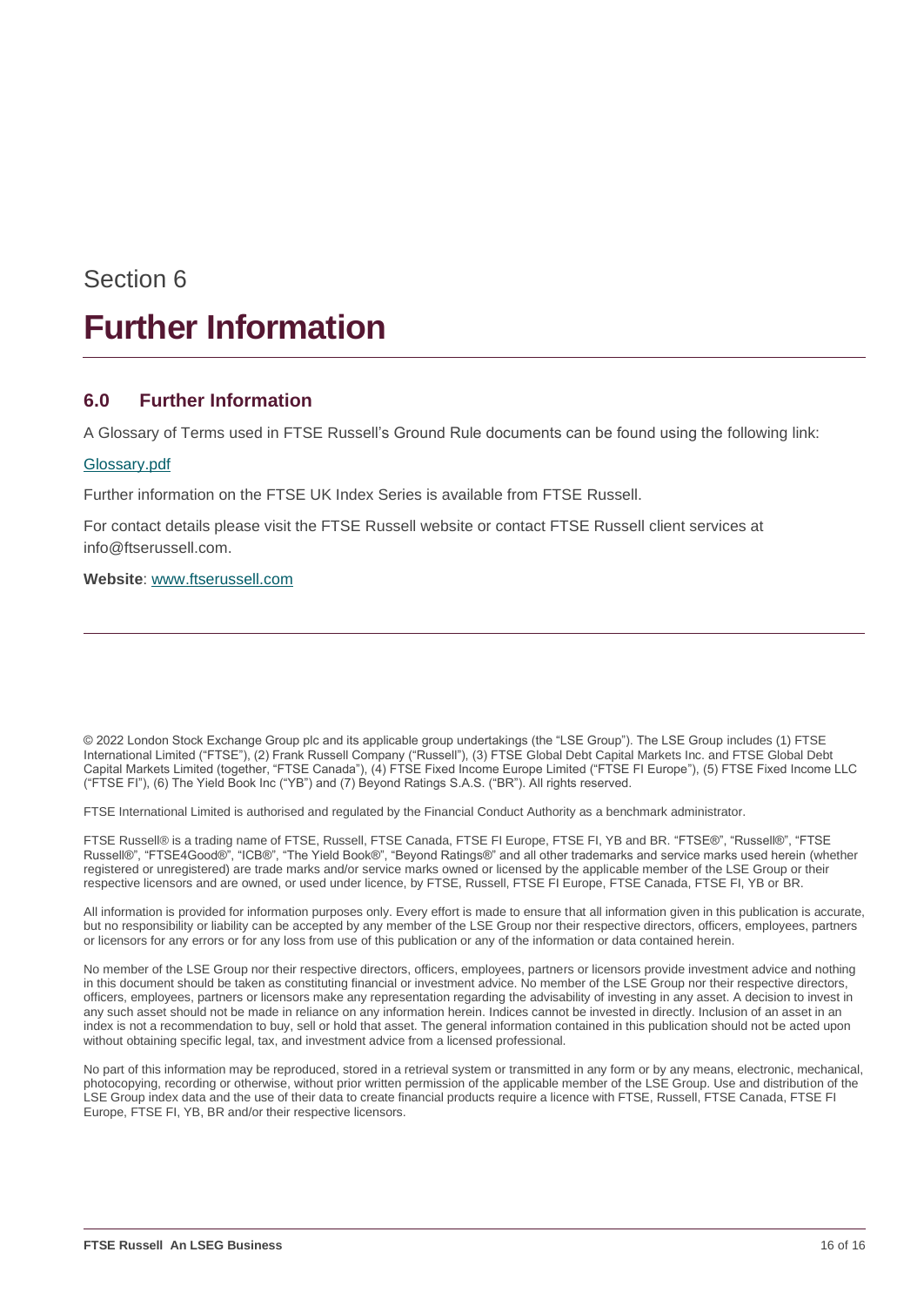Section 6

# Further Information

## 6.0 Further Information

A Glossary of Terms used in FTSE Russell's Ground Rule documents can be found using the following link:

[Glossary.pdf](Glossary.pdf)

Further information on the FTSE UK Index Series is available from FTSE Russell.

For contact details please visit the FTSE Russell website or contact FTSE Russell client services at info@ftserussell.com.

**Website**: [www.ftserussell.com](www.ftserussell.com)

---

© 2022 London Stock Exchange Group plc and its applicable group undertakings (the "LSE Group"). The LSE Group includes (1) FTSE International Limited ("FTSE"), (2) Frank Russell Company ("Russell"), (3) FTSE Global Debt Capital Markets Inc. and FTSE Global Debt Capital Markets Limited (together, "FTSE Canada"), (4) FTSE Fixed Income Europe Limited ("FTSE FI Europe"), (5) FTSE Fixed Income LLC ("FTSE FI"), (6) The Yield Book Inc ("YB") and (7) Beyond Ratings S.A.S. ("BR"). All rights reserved.

FTSE International Limited is authorised and regulated by the Financial Conduct Authority as a benchmark administrator.

FTSE Russell® is a trading name of FTSE, Russell, FTSE Canada, FTSE FI Europe, FTSE FI, YB and BR. "FTSE®", "Russell®", "FTSE Russell®", "FTSE4Good®", "ICB®", "The Yield Book®", "Beyond Ratings®" and all other trademarks and service marks used herein (whether registered or unregistered) are trade marks and/or service marks owned or licensed by the applicable member of the LSE Group or their respective licensors and are owned, or used under licence, by FTSE, Russell, FTSE FI Europe, FTSE Canada, FTSE FI, YB or BR.

All information is provided for information purposes only. Every effort is made to ensure that all information given in this publication is accurate, but no responsibility or liability can be accepted by any member of the LSE Group nor their respective directors, officers, employees, partners or licensors for any errors or for any loss from use of this publication or any of the information or data contained herein.

No member of the LSE Group nor their respective directors, officers, employees, partners or licensors provide investment advice and nothing in this document should be taken as constituting financial or investment advice. No member of the LSE Group nor their respective directors, officers, employees, partners or licensors make any representation regarding the advisability of investing in any asset. A decision to invest in any such asset should not be made in reliance on any information herein. Indices cannot be invested in directly. Inclusion of an asset in an index is not a recommendation to buy, sell or hold that asset. The general information contained in this publication should not be acted upon without obtaining specific legal, tax, and investment advice from a licensed professional.

No part of this information may be reproduced, stored in a retrieval system or transmitted in any form or by any means, electronic, mechanical, photocopying, recording or otherwise, without prior written permission of the applicable member of the LSE Group. Use and distribution of the LSE Group index data and the use of their data to create financial products require a licence with FTSE, Russell, FTSE Canada, FTSE FI Europe, FTSE FI, YB, BR and/or their respective licensors.